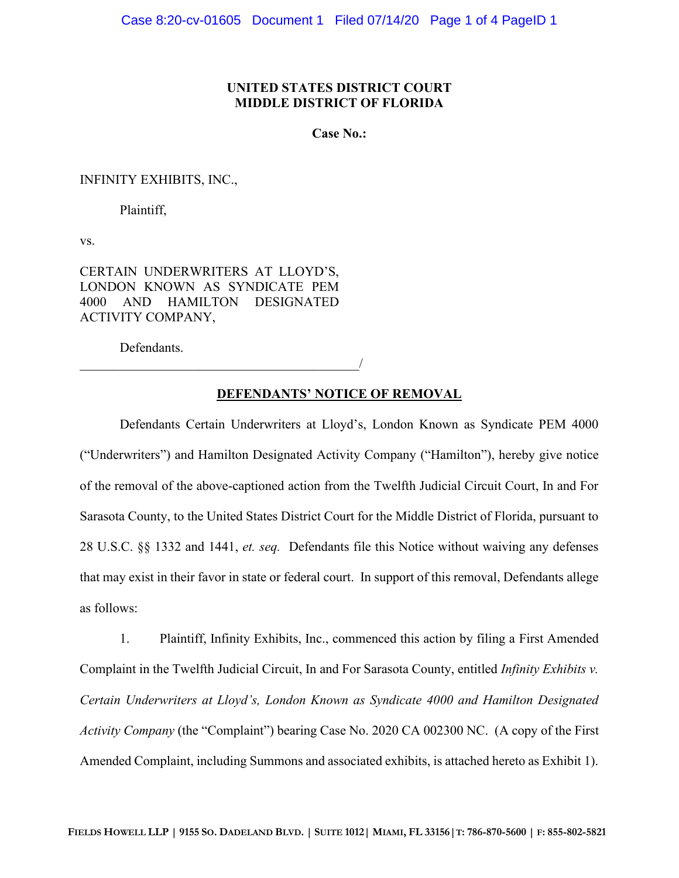**UNITED STATES DISTRICT COURT**
**MIDDLE DISTRICT OF FLORIDA**

**Case No.:**

INFINITY EXHIBITS, INC.,

Plaintiff,

vs.

CERTAIN UNDERWRITERS AT LLOYD'S, LONDON KNOWN AS SYNDICATE PEM 4000 AND HAMILTON DESIGNATED ACTIVITY COMPANY,

Defendants.
_____________________________________________/

**DEFENDANTS' NOTICE OF REMOVAL**

Defendants Certain Underwriters at Lloyd's, London Known as Syndicate PEM 4000 ("Underwriters") and Hamilton Designated Activity Company ("Hamilton"), hereby give notice of the removal of the above-captioned action from the Twelfth Judicial Circuit Court, In and For Sarasota County, to the United States District Court for the Middle District of Florida, pursuant to 28 U.S.C. §§ 1332 and 1441, *et. seq.* Defendants file this Notice without waiving any defenses that may exist in their favor in state or federal court. In support of this removal, Defendants allege as follows:

1. Plaintiff, Infinity Exhibits, Inc., commenced this action by filing a First Amended Complaint in the Twelfth Judicial Circuit, In and For Sarasota County, entitled *Infinity Exhibits v. Certain Underwriters at Lloyd's, London Known as Syndicate 4000 and Hamilton Designated Activity Company* (the "Complaint") bearing Case No. 2020 CA 002300 NC. (A copy of the First Amended Complaint, including Summons and associated exhibits, is attached hereto as Exhibit 1).

FIELDS HOWELL LLP | 9155 SO. DADELAND BLVD. | SUITE 1012 | MIAMI, FL 33156 | T: 786-870-5600 | F: 855-802-5821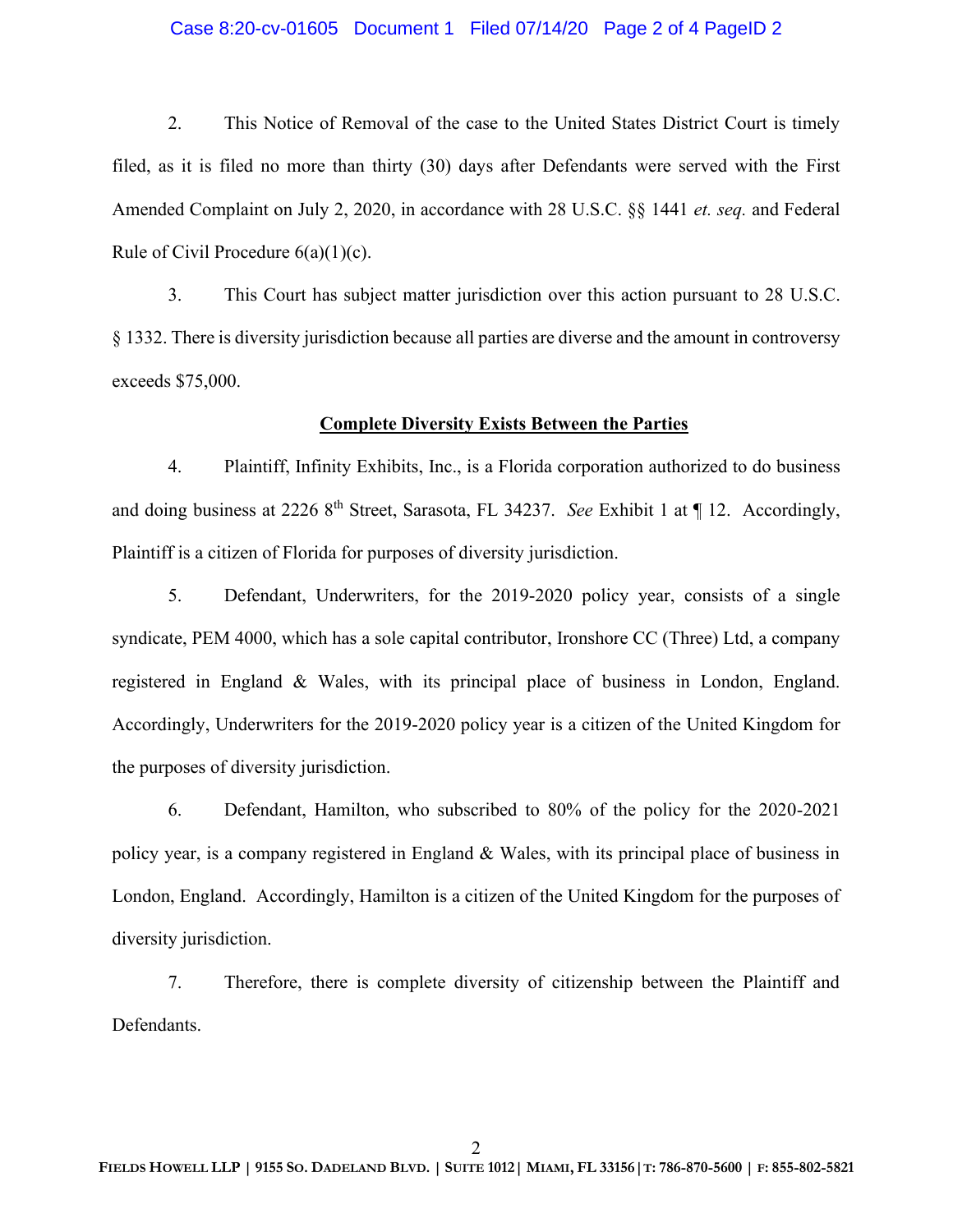2. This Notice of Removal of the case to the United States District Court is timely filed, as it is filed no more than thirty (30) days after Defendants were served with the First Amended Complaint on July 2, 2020, in accordance with 28 U.S.C. §§ 1441 *et. seq.* and Federal Rule of Civil Procedure 6(a)(1)(c).

3. This Court has subject matter jurisdiction over this action pursuant to 28 U.S.C. § 1332. There is diversity jurisdiction because all parties are diverse and the amount in controversy exceeds $75,000.

**Complete Diversity Exists Between the Parties**

4. Plaintiff, Infinity Exhibits, Inc., is a Florida corporation authorized to do business and doing business at 2226 8th Street, Sarasota, FL 34237. *See* Exhibit 1 at ¶ 12. Accordingly, Plaintiff is a citizen of Florida for purposes of diversity jurisdiction.

5. Defendant, Underwriters, for the 2019-2020 policy year, consists of a single syndicate, PEM 4000, which has a sole capital contributor, Ironshore CC (Three) Ltd, a company registered in England & Wales, with its principal place of business in London, England. Accordingly, Underwriters for the 2019-2020 policy year is a citizen of the United Kingdom for the purposes of diversity jurisdiction.

6. Defendant, Hamilton, who subscribed to 80% of the policy for the 2020-2021 policy year, is a company registered in England & Wales, with its principal place of business in London, England. Accordingly, Hamilton is a citizen of the United Kingdom for the purposes of diversity jurisdiction.

7. Therefore, there is complete diversity of citizenship between the Plaintiff and Defendants.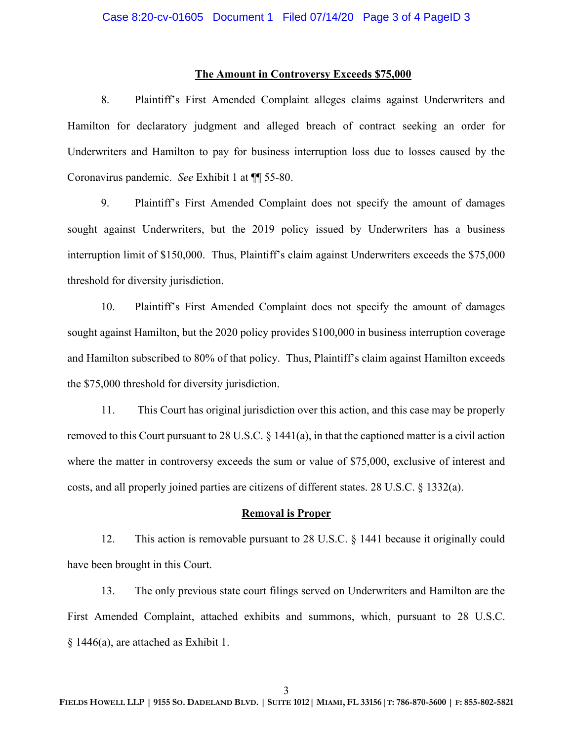## **The Amount in Controversy Exceeds $75,000**

8. Plaintiff's First Amended Complaint alleges claims against Underwriters and Hamilton for declaratory judgment and alleged breach of contract seeking an order for Underwriters and Hamilton to pay for business interruption loss due to losses caused by the Coronavirus pandemic. *See* Exhibit 1 at ¶¶ 55-80.

9. Plaintiff's First Amended Complaint does not specify the amount of damages sought against Underwriters, but the 2019 policy issued by Underwriters has a business interruption limit of $150,000. Thus, Plaintiff's claim against Underwriters exceeds the $75,000 threshold for diversity jurisdiction.

10. Plaintiff's First Amended Complaint does not specify the amount of damages sought against Hamilton, but the 2020 policy provides $100,000 in business interruption coverage and Hamilton subscribed to 80% of that policy. Thus, Plaintiff's claim against Hamilton exceeds the $75,000 threshold for diversity jurisdiction.

11. This Court has original jurisdiction over this action, and this case may be properly removed to this Court pursuant to 28 U.S.C. § 1441(a), in that the captioned matter is a civil action where the matter in controversy exceeds the sum or value of $75,000, exclusive of interest and costs, and all properly joined parties are citizens of different states. 28 U.S.C. § 1332(a).

## **Removal is Proper**

12. This action is removable pursuant to 28 U.S.C. § 1441 because it originally could have been brought in this Court.

13. The only previous state court filings served on Underwriters and Hamilton are the First Amended Complaint, attached exhibits and summons, which, pursuant to 28 U.S.C. § 1446(a), are attached as Exhibit 1.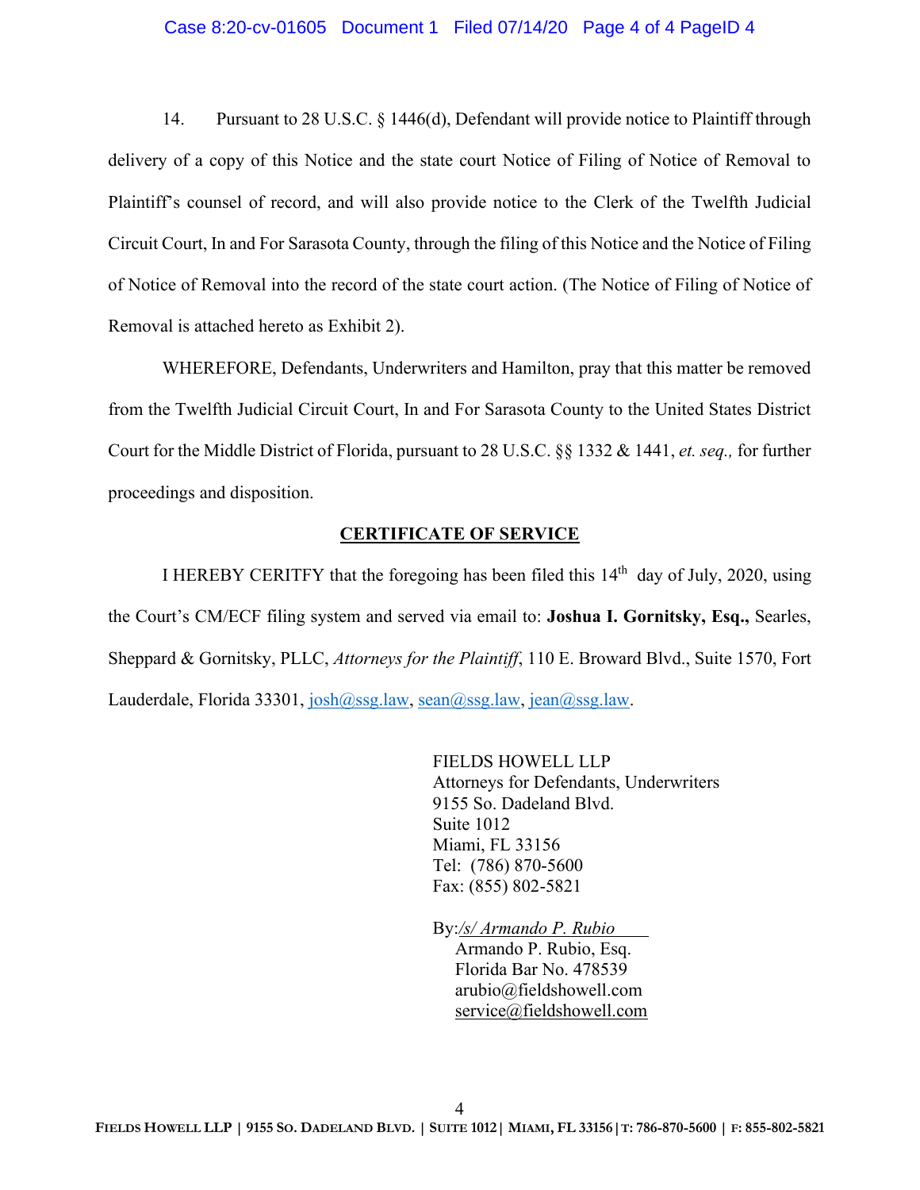14. Pursuant to 28 U.S.C. § 1446(d), Defendant will provide notice to Plaintiff through delivery of a copy of this Notice and the state court Notice of Filing of Notice of Removal to Plaintiff's counsel of record, and will also provide notice to the Clerk of the Twelfth Judicial Circuit Court, In and For Sarasota County, through the filing of this Notice and the Notice of Filing of Notice of Removal into the record of the state court action. (The Notice of Filing of Notice of Removal is attached hereto as Exhibit 2).

WHEREFORE, Defendants, Underwriters and Hamilton, pray that this matter be removed from the Twelfth Judicial Circuit Court, In and For Sarasota County to the United States District Court for the Middle District of Florida, pursuant to 28 U.S.C. §§ 1332 & 1441, *et. seq.,* for further proceedings and disposition.

## CERTIFICATE OF SERVICE

I HEREBY CERITFY that the foregoing has been filed this 14th day of July, 2020, using the Court's CM/ECF filing system and served via email to: **Joshua I. Gornitsky, Esq.,** Searles, Sheppard & Gornitsky, PLLC, *Attorneys for the Plaintiff*, 110 E. Broward Blvd., Suite 1570, Fort Lauderdale, Florida 33301, josh@ssg.law, sean@ssg.law, jean@ssg.law.

FIELDS HOWELL LLP
Attorneys for Defendants, Underwriters
9155 So. Dadeland Blvd.
Suite 1012
Miami, FL 33156
Tel: (786) 870-5600
Fax: (855) 802-5821

By:*/s/ Armando P. Rubio*
Armando P. Rubio, Esq.
Florida Bar No. 478539
arubio@fieldshowell.com
service@fieldshowell.com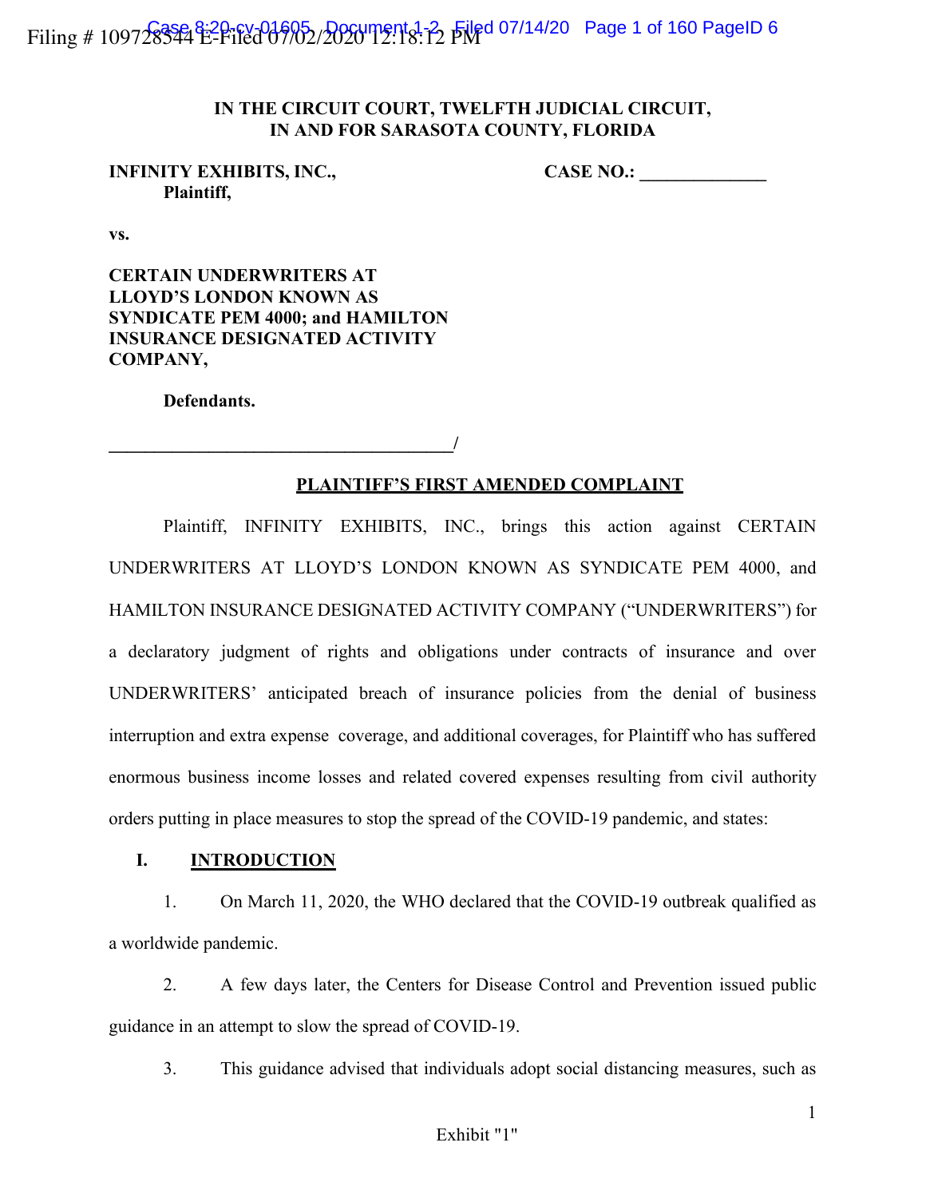**IN THE CIRCUIT COURT, TWELFTH JUDICIAL CIRCUIT, IN AND FOR SARASOTA COUNTY, FLORIDA**

**INFINITY EXHIBITS, INC.,**
**Plaintiff,**

**CASE NO.: \_\_\_\_\_\_\_\_\_\_\_\_\_\_**

**vs.**

**CERTAIN UNDERWRITERS AT LLOYD'S LONDON KNOWN AS SYNDICATE PEM 4000; and HAMILTON INSURANCE DESIGNATED ACTIVITY COMPANY,**

**Defendants.**

\_\_\_\_\_\_\_\_\_\_\_\_\_\_\_\_\_\_\_\_\_\_\_\_\_\_\_\_\_\_\_\_\_\_\_\_\_\_/

**PLAINTIFF'S FIRST AMENDED COMPLAINT**

Plaintiff, INFINITY EXHIBITS, INC., brings this action against CERTAIN UNDERWRITERS AT LLOYD'S LONDON KNOWN AS SYNDICATE PEM 4000, and HAMILTON INSURANCE DESIGNATED ACTIVITY COMPANY ("UNDERWRITERS") for a declaratory judgment of rights and obligations under contracts of insurance and over UNDERWRITERS' anticipated breach of insurance policies from the denial of business interruption and extra expense coverage, and additional coverages, for Plaintiff who has suffered enormous business income losses and related covered expenses resulting from civil authority orders putting in place measures to stop the spread of the COVID-19 pandemic, and states:

## I. INTRODUCTION

1. On March 11, 2020, the WHO declared that the COVID-19 outbreak qualified as a worldwide pandemic.

2. A few days later, the Centers for Disease Control and Prevention issued public guidance in an attempt to slow the spread of COVID-19.

3. This guidance advised that individuals adopt social distancing measures, such as

Exhibit "1"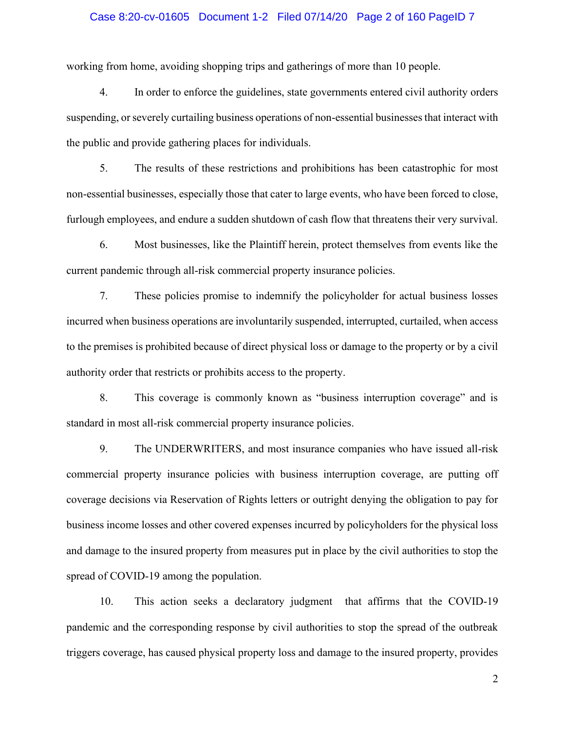working from home, avoiding shopping trips and gatherings of more than 10 people.

4. In order to enforce the guidelines, state governments entered civil authority orders suspending, or severely curtailing business operations of non-essential businesses that interact with the public and provide gathering places for individuals.

5. The results of these restrictions and prohibitions has been catastrophic for most non-essential businesses, especially those that cater to large events, who have been forced to close, furlough employees, and endure a sudden shutdown of cash flow that threatens their very survival.

6. Most businesses, like the Plaintiff herein, protect themselves from events like the current pandemic through all-risk commercial property insurance policies.

7. These policies promise to indemnify the policyholder for actual business losses incurred when business operations are involuntarily suspended, interrupted, curtailed, when access to the premises is prohibited because of direct physical loss or damage to the property or by a civil authority order that restricts or prohibits access to the property.

8. This coverage is commonly known as "business interruption coverage" and is standard in most all-risk commercial property insurance policies.

9. The UNDERWRITERS, and most insurance companies who have issued all-risk commercial property insurance policies with business interruption coverage, are putting off coverage decisions via Reservation of Rights letters or outright denying the obligation to pay for business income losses and other covered expenses incurred by policyholders for the physical loss and damage to the insured property from measures put in place by the civil authorities to stop the spread of COVID-19 among the population.

10. This action seeks a declaratory judgment that affirms that the COVID-19 pandemic and the corresponding response by civil authorities to stop the spread of the outbreak triggers coverage, has caused physical property loss and damage to the insured property, provides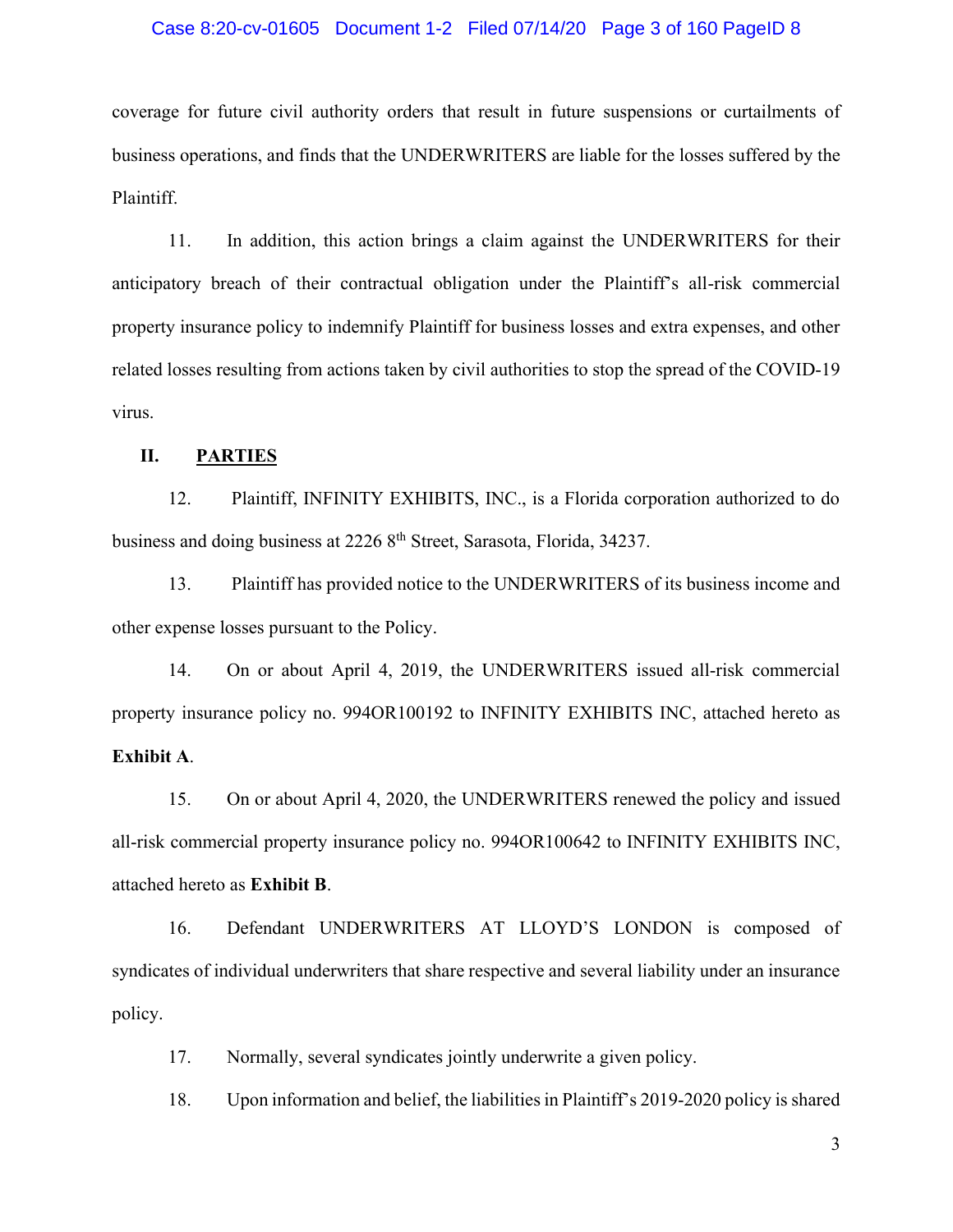coverage for future civil authority orders that result in future suspensions or curtailments of business operations, and finds that the UNDERWRITERS are liable for the losses suffered by the Plaintiff.

11. In addition, this action brings a claim against the UNDERWRITERS for their anticipatory breach of their contractual obligation under the Plaintiff's all-risk commercial property insurance policy to indemnify Plaintiff for business losses and extra expenses, and other related losses resulting from actions taken by civil authorities to stop the spread of the COVID-19 virus.

## II. PARTIES

12. Plaintiff, INFINITY EXHIBITS, INC., is a Florida corporation authorized to do business and doing business at 2226 8th Street, Sarasota, Florida, 34237.

13. Plaintiff has provided notice to the UNDERWRITERS of its business income and other expense losses pursuant to the Policy.

14. On or about April 4, 2019, the UNDERWRITERS issued all-risk commercial property insurance policy no. 994OR100192 to INFINITY EXHIBITS INC, attached hereto as **Exhibit A**.

15. On or about April 4, 2020, the UNDERWRITERS renewed the policy and issued all-risk commercial property insurance policy no. 994OR100642 to INFINITY EXHIBITS INC, attached hereto as **Exhibit B**.

16. Defendant UNDERWRITERS AT LLOYD'S LONDON is composed of syndicates of individual underwriters that share respective and several liability under an insurance policy.

17. Normally, several syndicates jointly underwrite a given policy.

18. Upon information and belief, the liabilities in Plaintiff's 2019-2020 policy is shared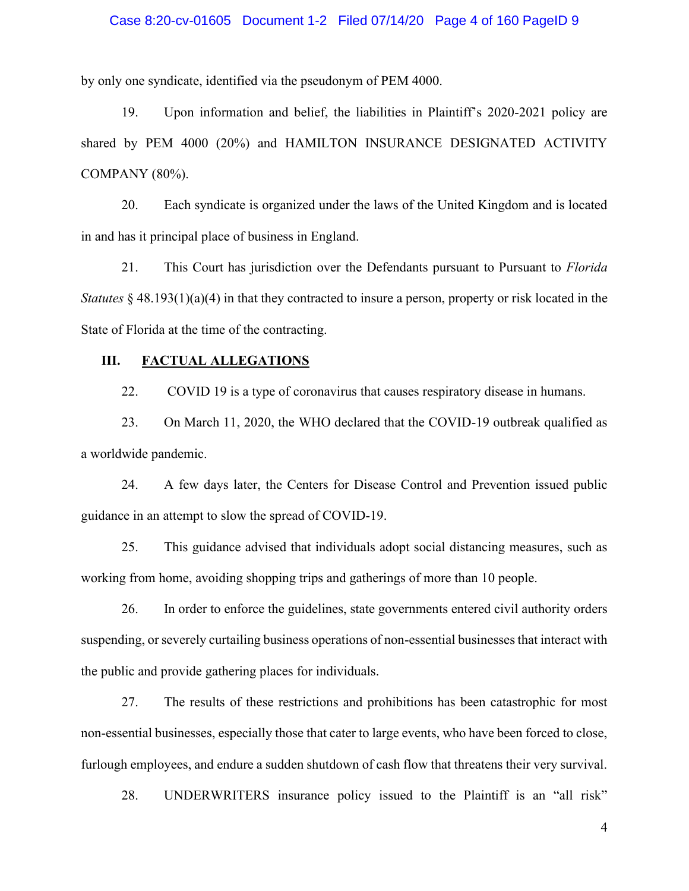by only one syndicate, identified via the pseudonym of PEM 4000.

19. Upon information and belief, the liabilities in Plaintiff's 2020-2021 policy are shared by PEM 4000 (20%) and HAMILTON INSURANCE DESIGNATED ACTIVITY COMPANY (80%).

20. Each syndicate is organized under the laws of the United Kingdom and is located in and has it principal place of business in England.

21. This Court has jurisdiction over the Defendants pursuant to Pursuant to *Florida Statutes* § 48.193(1)(a)(4) in that they contracted to insure a person, property or risk located in the State of Florida at the time of the contracting.

## III. FACTUAL ALLEGATIONS

22. COVID 19 is a type of coronavirus that causes respiratory disease in humans.

23. On March 11, 2020, the WHO declared that the COVID-19 outbreak qualified as a worldwide pandemic.

24. A few days later, the Centers for Disease Control and Prevention issued public guidance in an attempt to slow the spread of COVID-19.

25. This guidance advised that individuals adopt social distancing measures, such as working from home, avoiding shopping trips and gatherings of more than 10 people.

26. In order to enforce the guidelines, state governments entered civil authority orders suspending, or severely curtailing business operations of non-essential businesses that interact with the public and provide gathering places for individuals.

27. The results of these restrictions and prohibitions has been catastrophic for most non-essential businesses, especially those that cater to large events, who have been forced to close, furlough employees, and endure a sudden shutdown of cash flow that threatens their very survival.

28. UNDERWRITERS insurance policy issued to the Plaintiff is an "all risk"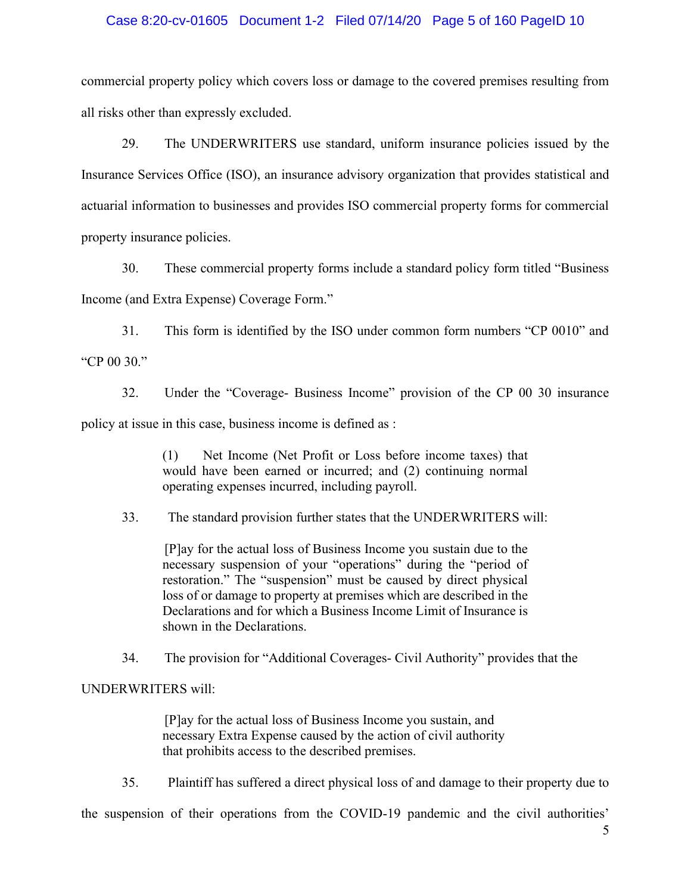commercial property policy which covers loss or damage to the covered premises resulting from all risks other than expressly excluded.

29. The UNDERWRITERS use standard, uniform insurance policies issued by the Insurance Services Office (ISO), an insurance advisory organization that provides statistical and actuarial information to businesses and provides ISO commercial property forms for commercial property insurance policies.

30. These commercial property forms include a standard policy form titled "Business Income (and Extra Expense) Coverage Form."

31. This form is identified by the ISO under common form numbers "CP 0010" and "CP 00 30."

32. Under the "Coverage- Business Income" provision of the CP 00 30 insurance policy at issue in this case, business income is defined as :

> (1) Net Income (Net Profit or Loss before income taxes) that would have been earned or incurred; and (2) continuing normal operating expenses incurred, including payroll.

33. The standard provision further states that the UNDERWRITERS will:

> [P]ay for the actual loss of Business Income you sustain due to the necessary suspension of your "operations" during the "period of restoration." The "suspension" must be caused by direct physical loss of or damage to property at premises which are described in the Declarations and for which a Business Income Limit of Insurance is shown in the Declarations.

34. The provision for "Additional Coverages- Civil Authority" provides that the UNDERWRITERS will:

> [P]ay for the actual loss of Business Income you sustain, and necessary Extra Expense caused by the action of civil authority that prohibits access to the described premises.

35. Plaintiff has suffered a direct physical loss of and damage to their property due to the suspension of their operations from the COVID-19 pandemic and the civil authorities'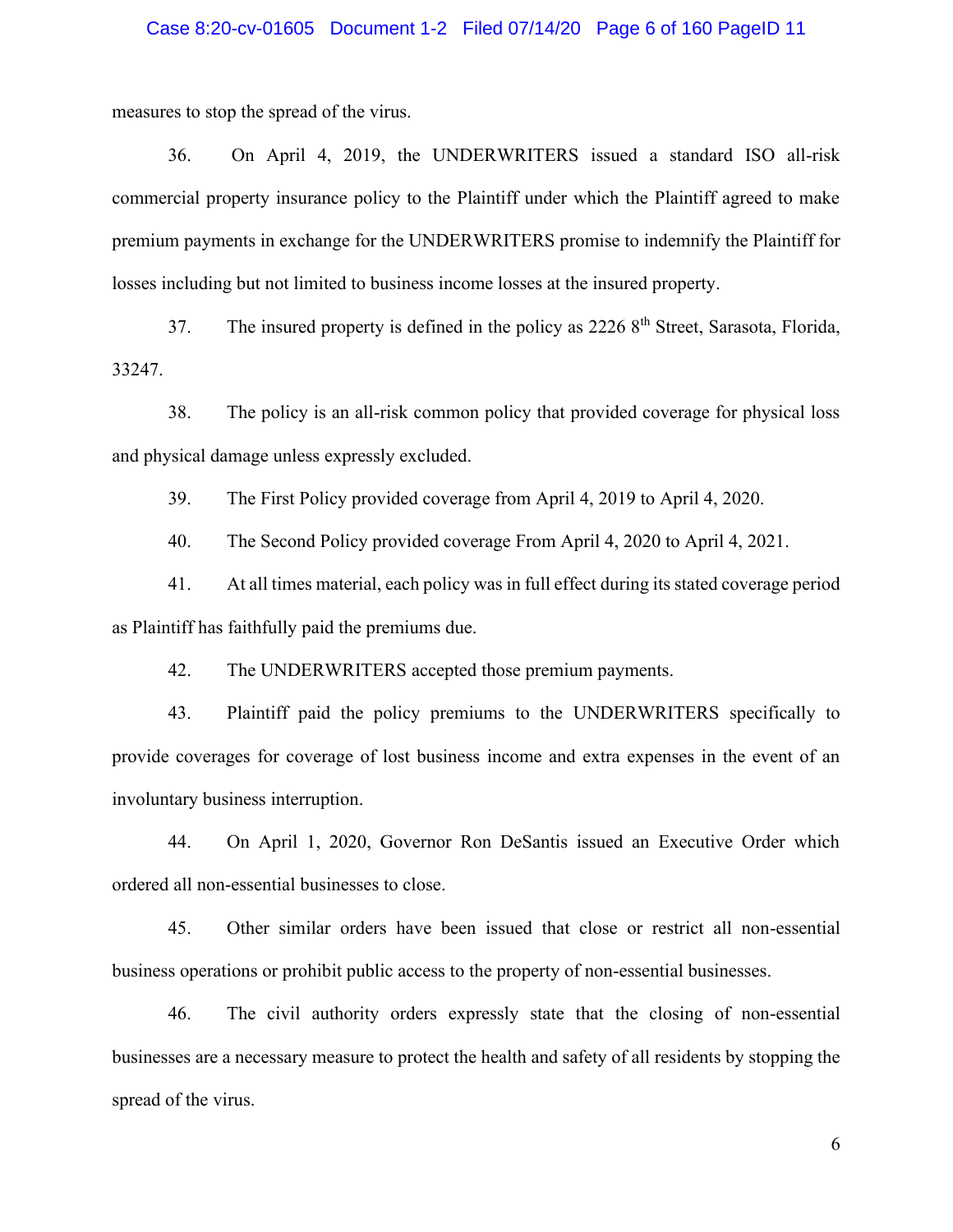measures to stop the spread of the virus.

36. On April 4, 2019, the UNDERWRITERS issued a standard ISO all-risk commercial property insurance policy to the Plaintiff under which the Plaintiff agreed to make premium payments in exchange for the UNDERWRITERS promise to indemnify the Plaintiff for losses including but not limited to business income losses at the insured property.

37. The insured property is defined in the policy as 2226 8th Street, Sarasota, Florida, 33247.

38. The policy is an all-risk common policy that provided coverage for physical loss and physical damage unless expressly excluded.

39. The First Policy provided coverage from April 4, 2019 to April 4, 2020.

40. The Second Policy provided coverage From April 4, 2020 to April 4, 2021.

41. At all times material, each policy was in full effect during its stated coverage period as Plaintiff has faithfully paid the premiums due.

42. The UNDERWRITERS accepted those premium payments.

43. Plaintiff paid the policy premiums to the UNDERWRITERS specifically to provide coverages for coverage of lost business income and extra expenses in the event of an involuntary business interruption.

44. On April 1, 2020, Governor Ron DeSantis issued an Executive Order which ordered all non-essential businesses to close.

45. Other similar orders have been issued that close or restrict all non-essential business operations or prohibit public access to the property of non-essential businesses.

46. The civil authority orders expressly state that the closing of non-essential businesses are a necessary measure to protect the health and safety of all residents by stopping the spread of the virus.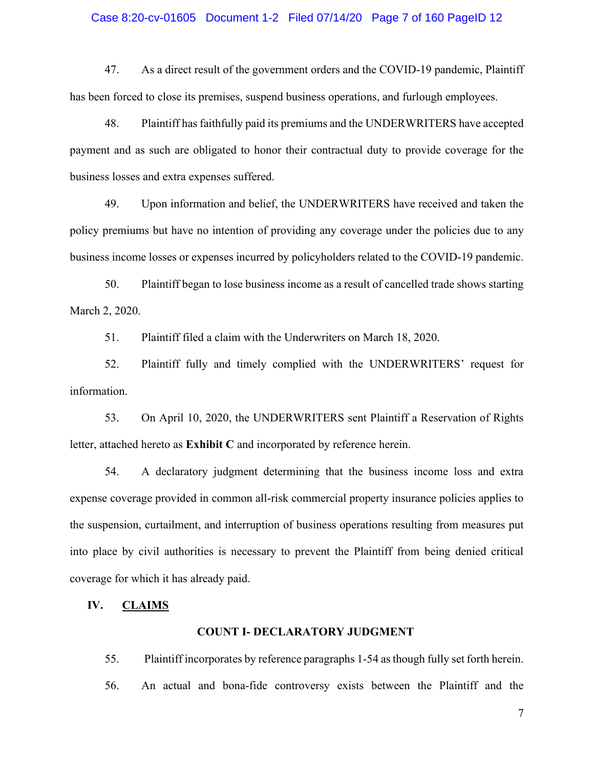47. As a direct result of the government orders and the COVID-19 pandemic, Plaintiff has been forced to close its premises, suspend business operations, and furlough employees.

48. Plaintiff has faithfully paid its premiums and the UNDERWRITERS have accepted payment and as such are obligated to honor their contractual duty to provide coverage for the business losses and extra expenses suffered.

49. Upon information and belief, the UNDERWRITERS have received and taken the policy premiums but have no intention of providing any coverage under the policies due to any business income losses or expenses incurred by policyholders related to the COVID-19 pandemic.

50. Plaintiff began to lose business income as a result of cancelled trade shows starting March 2, 2020.

51. Plaintiff filed a claim with the Underwriters on March 18, 2020.

52. Plaintiff fully and timely complied with the UNDERWRITERS' request for information.

53. On April 10, 2020, the UNDERWRITERS sent Plaintiff a Reservation of Rights letter, attached hereto as **Exhibit C** and incorporated by reference herein.

54. A declaratory judgment determining that the business income loss and extra expense coverage provided in common all-risk commercial property insurance policies applies to the suspension, curtailment, and interruption of business operations resulting from measures put into place by civil authorities is necessary to prevent the Plaintiff from being denied critical coverage for which it has already paid.

## IV. <u>CLAIMS</u>

### COUNT I- DECLARATORY JUDGMENT

55. Plaintiff incorporates by reference paragraphs 1-54 as though fully set forth herein.

56. An actual and bona-fide controversy exists between the Plaintiff and the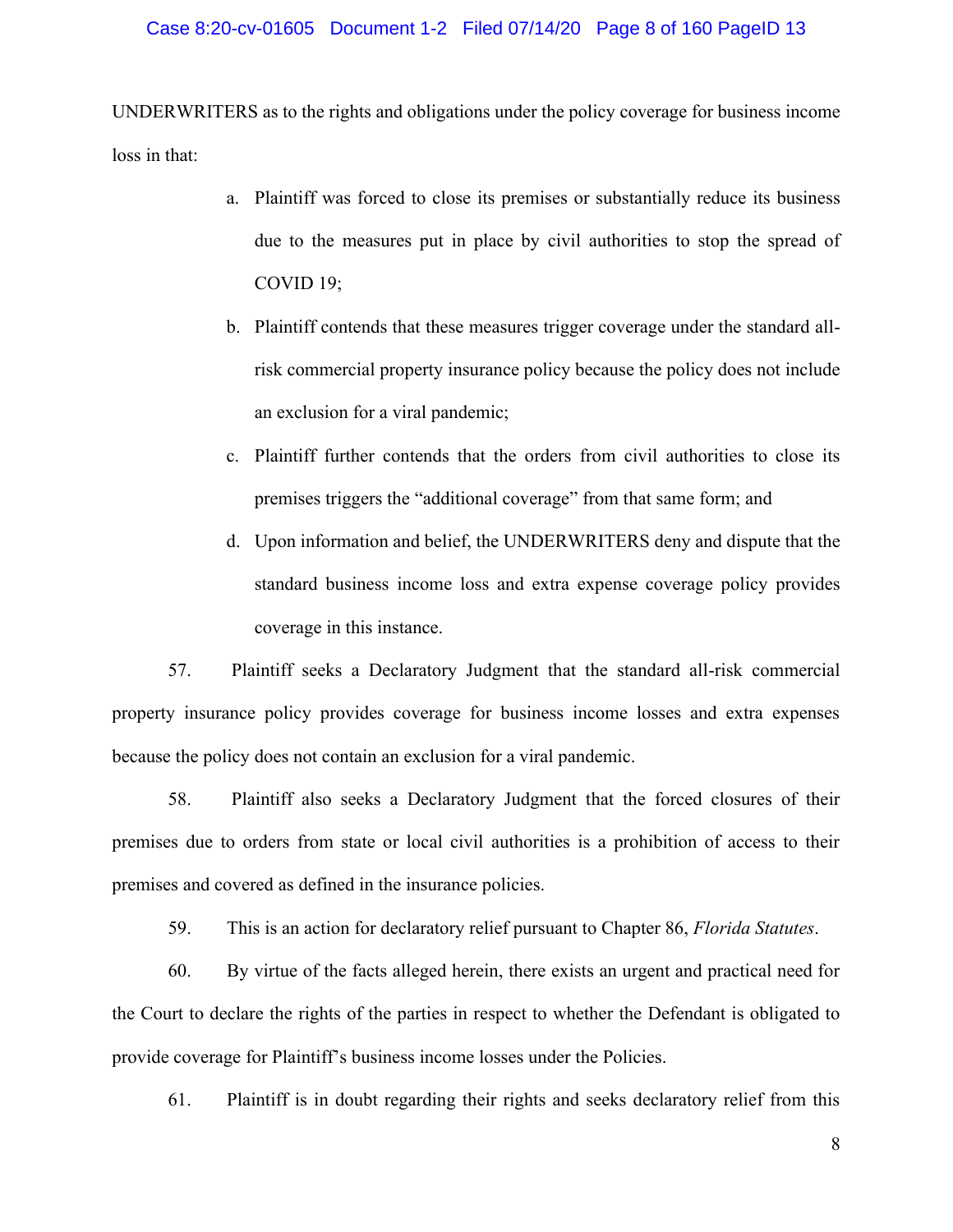UNDERWRITERS as to the rights and obligations under the policy coverage for business income loss in that:

a. Plaintiff was forced to close its premises or substantially reduce its business due to the measures put in place by civil authorities to stop the spread of COVID 19;

b. Plaintiff contends that these measures trigger coverage under the standard all-risk commercial property insurance policy because the policy does not include an exclusion for a viral pandemic;

c. Plaintiff further contends that the orders from civil authorities to close its premises triggers the "additional coverage" from that same form; and

d. Upon information and belief, the UNDERWRITERS deny and dispute that the standard business income loss and extra expense coverage policy provides coverage in this instance.

57. Plaintiff seeks a Declaratory Judgment that the standard all-risk commercial property insurance policy provides coverage for business income losses and extra expenses because the policy does not contain an exclusion for a viral pandemic.

58. Plaintiff also seeks a Declaratory Judgment that the forced closures of their premises due to orders from state or local civil authorities is a prohibition of access to their premises and covered as defined in the insurance policies.

59. This is an action for declaratory relief pursuant to Chapter 86, *Florida Statutes*.

60. By virtue of the facts alleged herein, there exists an urgent and practical need for the Court to declare the rights of the parties in respect to whether the Defendant is obligated to provide coverage for Plaintiff's business income losses under the Policies.

61. Plaintiff is in doubt regarding their rights and seeks declaratory relief from this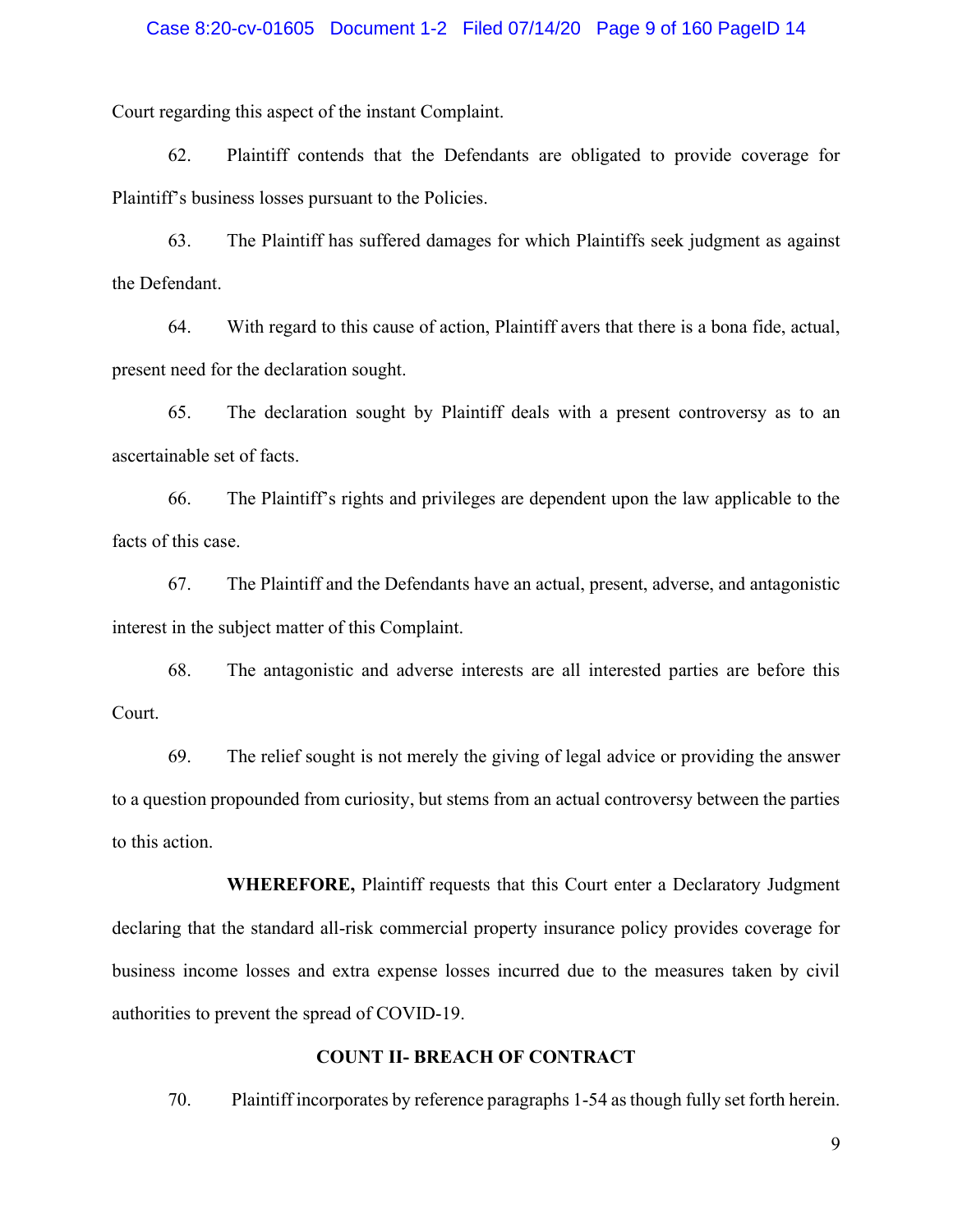Court regarding this aspect of the instant Complaint.

62. Plaintiff contends that the Defendants are obligated to provide coverage for Plaintiff's business losses pursuant to the Policies.

63. The Plaintiff has suffered damages for which Plaintiffs seek judgment as against the Defendant.

64. With regard to this cause of action, Plaintiff avers that there is a bona fide, actual, present need for the declaration sought.

65. The declaration sought by Plaintiff deals with a present controversy as to an ascertainable set of facts.

66. The Plaintiff's rights and privileges are dependent upon the law applicable to the facts of this case.

67. The Plaintiff and the Defendants have an actual, present, adverse, and antagonistic interest in the subject matter of this Complaint.

68. The antagonistic and adverse interests are all interested parties are before this Court.

69. The relief sought is not merely the giving of legal advice or providing the answer to a question propounded from curiosity, but stems from an actual controversy between the parties to this action.

**WHEREFORE,** Plaintiff requests that this Court enter a Declaratory Judgment declaring that the standard all-risk commercial property insurance policy provides coverage for business income losses and extra expense losses incurred due to the measures taken by civil authorities to prevent the spread of COVID-19.

## COUNT II- BREACH OF CONTRACT

70. Plaintiff incorporates by reference paragraphs 1-54 as though fully set forth herein.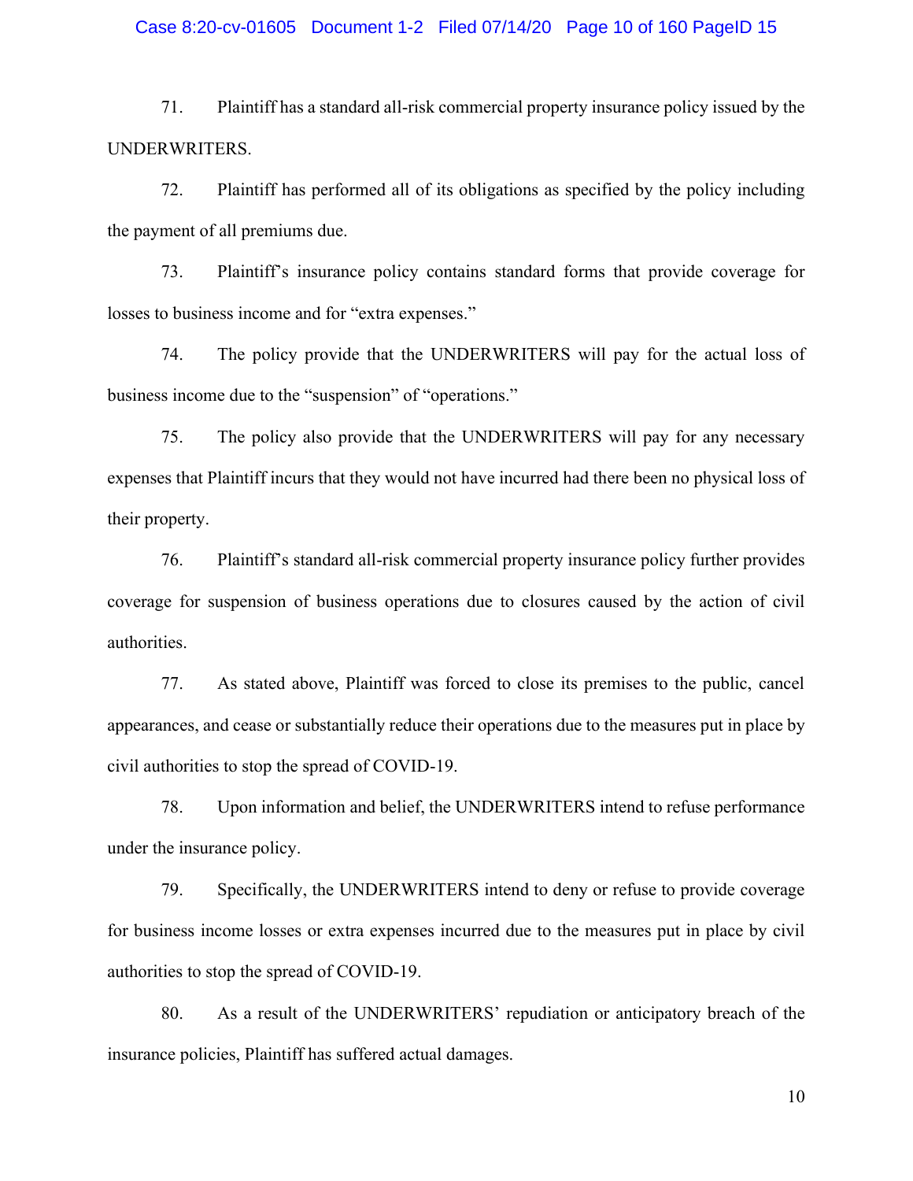71. Plaintiff has a standard all-risk commercial property insurance policy issued by the UNDERWRITERS.

72. Plaintiff has performed all of its obligations as specified by the policy including the payment of all premiums due.

73. Plaintiff's insurance policy contains standard forms that provide coverage for losses to business income and for "extra expenses."

74. The policy provide that the UNDERWRITERS will pay for the actual loss of business income due to the "suspension" of "operations."

75. The policy also provide that the UNDERWRITERS will pay for any necessary expenses that Plaintiff incurs that they would not have incurred had there been no physical loss of their property.

76. Plaintiff's standard all-risk commercial property insurance policy further provides coverage for suspension of business operations due to closures caused by the action of civil authorities.

77. As stated above, Plaintiff was forced to close its premises to the public, cancel appearances, and cease or substantially reduce their operations due to the measures put in place by civil authorities to stop the spread of COVID-19.

78. Upon information and belief, the UNDERWRITERS intend to refuse performance under the insurance policy.

79. Specifically, the UNDERWRITERS intend to deny or refuse to provide coverage for business income losses or extra expenses incurred due to the measures put in place by civil authorities to stop the spread of COVID-19.

80. As a result of the UNDERWRITERS' repudiation or anticipatory breach of the insurance policies, Plaintiff has suffered actual damages.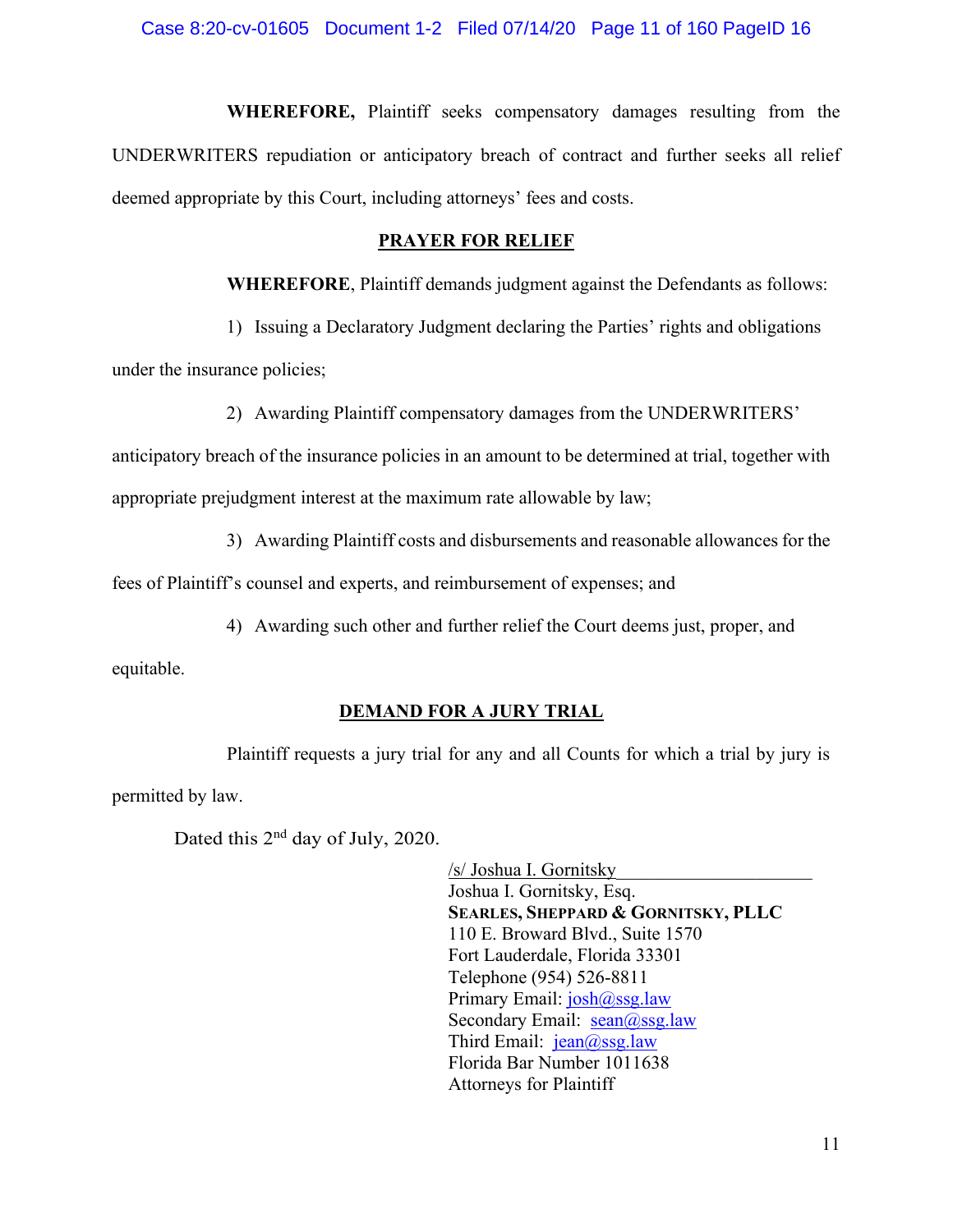**WHEREFORE,** Plaintiff seeks compensatory damages resulting from the UNDERWRITERS repudiation or anticipatory breach of contract and further seeks all relief deemed appropriate by this Court, including attorneys' fees and costs.

## PRAYER FOR RELIEF

**WHEREFORE**, Plaintiff demands judgment against the Defendants as follows:

1) Issuing a Declaratory Judgment declaring the Parties' rights and obligations under the insurance policies;

2) Awarding Plaintiff compensatory damages from the UNDERWRITERS' anticipatory breach of the insurance policies in an amount to be determined at trial, together with appropriate prejudgment interest at the maximum rate allowable by law;

3) Awarding Plaintiff costs and disbursements and reasonable allowances for the fees of Plaintiff's counsel and experts, and reimbursement of expenses; and

4) Awarding such other and further relief the Court deems just, proper, and equitable.

## DEMAND FOR A JURY TRIAL

Plaintiff requests a jury trial for any and all Counts for which a trial by jury is permitted by law.

Dated this 2nd day of July, 2020.

/s/ Joshua I. Gornitsky
Joshua I. Gornitsky, Esq.
**SEARLES, SHEPPARD & GORNITSKY, PLLC**
110 E. Broward Blvd., Suite 1570
Fort Lauderdale, Florida 33301
Telephone (954) 526-8811
Primary Email: josh@ssg.law
Secondary Email: sean@ssg.law
Third Email: jean@ssg.law
Florida Bar Number 1011638
Attorneys for Plaintiff